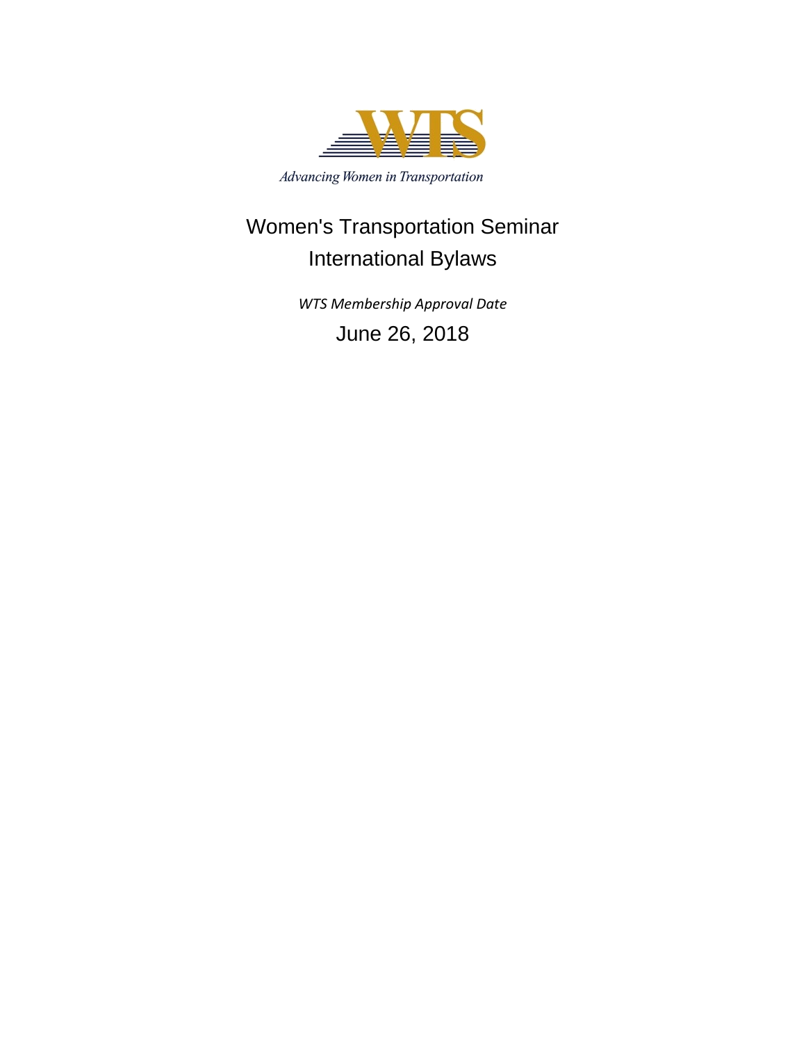WTS

*Advancing Women in Transportation*

# Women's Transportation Seminar International Bylaws

*WTS Membership Approval Date*

June 26, 2018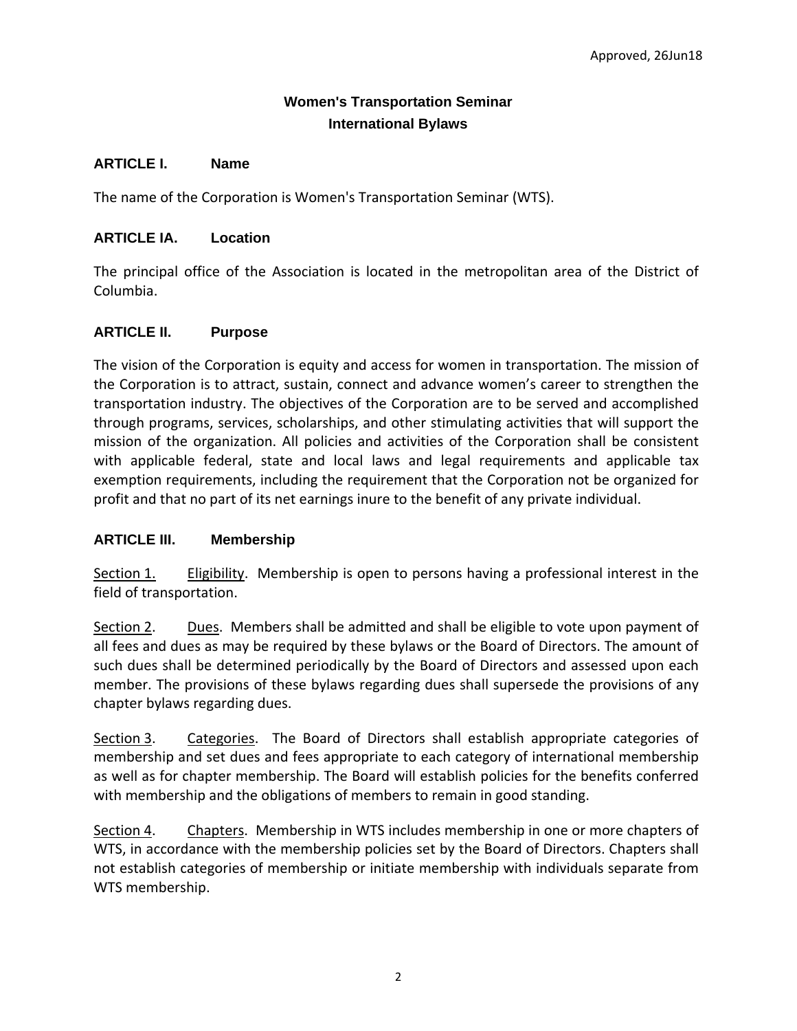Approved, 26Jun18

# Women's Transportation Seminar
# International Bylaws

## ARTICLE I. Name

The name of the Corporation is Women's Transportation Seminar (WTS).

## ARTICLE IA. Location

The principal office of the Association is located in the metropolitan area of the District of Columbia.

## ARTICLE II. Purpose

The vision of the Corporation is equity and access for women in transportation. The mission of the Corporation is to attract, sustain, connect and advance women's career to strengthen the transportation industry. The objectives of the Corporation are to be served and accomplished through programs, services, scholarships, and other stimulating activities that will support the mission of the organization. All policies and activities of the Corporation shall be consistent with applicable federal, state and local laws and legal requirements and applicable tax exemption requirements, including the requirement that the Corporation not be organized for profit and that no part of its net earnings inure to the benefit of any private individual.

## ARTICLE III. Membership

Section 1. Eligibility. Membership is open to persons having a professional interest in the field of transportation.

Section 2. Dues. Members shall be admitted and shall be eligible to vote upon payment of all fees and dues as may be required by these bylaws or the Board of Directors. The amount of such dues shall be determined periodically by the Board of Directors and assessed upon each member. The provisions of these bylaws regarding dues shall supersede the provisions of any chapter bylaws regarding dues.

Section 3. Categories. The Board of Directors shall establish appropriate categories of membership and set dues and fees appropriate to each category of international membership as well as for chapter membership. The Board will establish policies for the benefits conferred with membership and the obligations of members to remain in good standing.

Section 4. Chapters. Membership in WTS includes membership in one or more chapters of WTS, in accordance with the membership policies set by the Board of Directors. Chapters shall not establish categories of membership or initiate membership with individuals separate from WTS membership.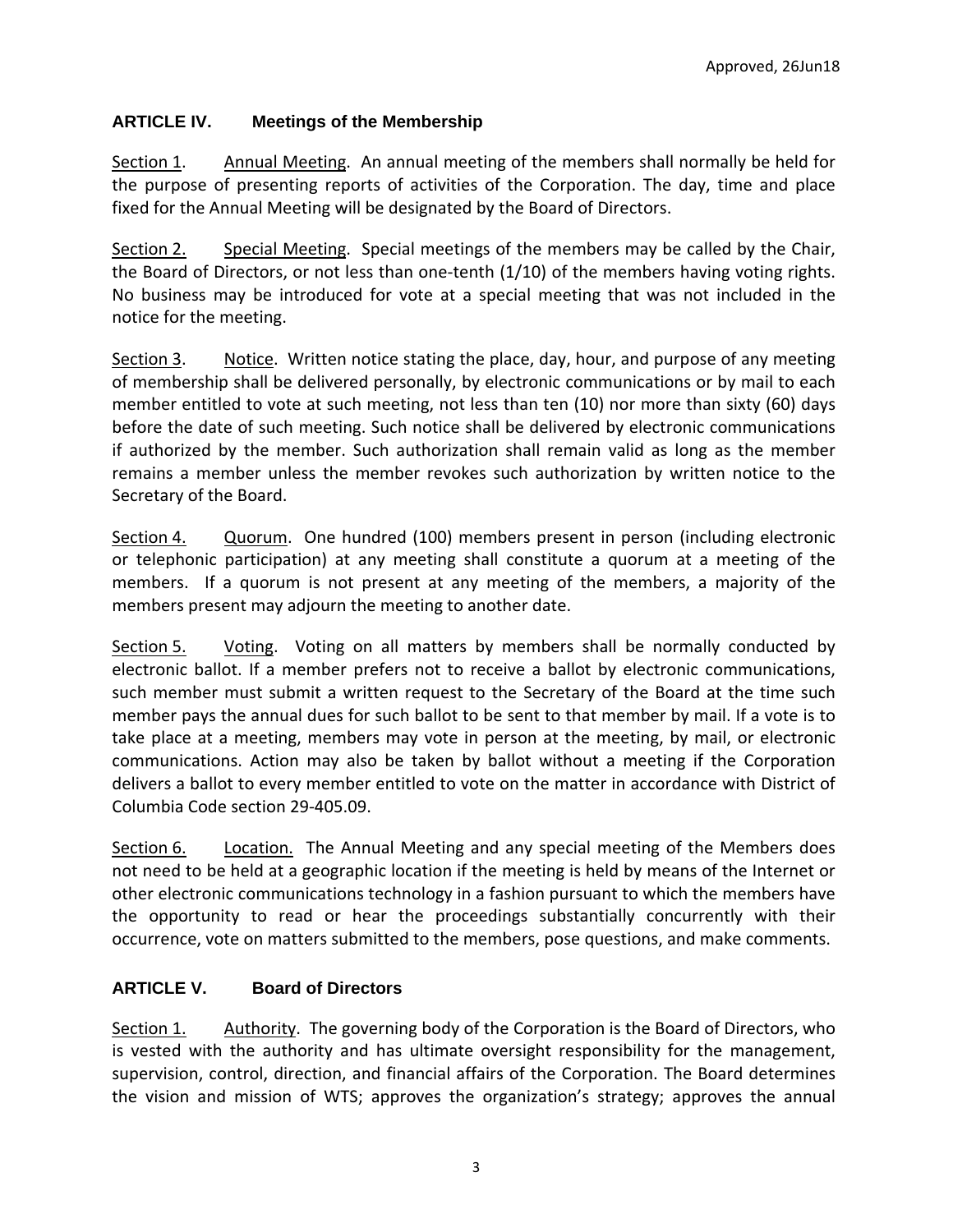## ARTICLE IV. Meetings of the Membership

Section 1. Annual Meeting. An annual meeting of the members shall normally be held for the purpose of presenting reports of activities of the Corporation. The day, time and place fixed for the Annual Meeting will be designated by the Board of Directors.

Section 2. Special Meeting. Special meetings of the members may be called by the Chair, the Board of Directors, or not less than one-tenth (1/10) of the members having voting rights. No business may be introduced for vote at a special meeting that was not included in the notice for the meeting.

Section 3. Notice. Written notice stating the place, day, hour, and purpose of any meeting of membership shall be delivered personally, by electronic communications or by mail to each member entitled to vote at such meeting, not less than ten (10) nor more than sixty (60) days before the date of such meeting. Such notice shall be delivered by electronic communications if authorized by the member. Such authorization shall remain valid as long as the member remains a member unless the member revokes such authorization by written notice to the Secretary of the Board.

Section 4. Quorum. One hundred (100) members present in person (including electronic or telephonic participation) at any meeting shall constitute a quorum at a meeting of the members. If a quorum is not present at any meeting of the members, a majority of the members present may adjourn the meeting to another date.

Section 5. Voting. Voting on all matters by members shall be normally conducted by electronic ballot. If a member prefers not to receive a ballot by electronic communications, such member must submit a written request to the Secretary of the Board at the time such member pays the annual dues for such ballot to be sent to that member by mail. If a vote is to take place at a meeting, members may vote in person at the meeting, by mail, or electronic communications. Action may also be taken by ballot without a meeting if the Corporation delivers a ballot to every member entitled to vote on the matter in accordance with District of Columbia Code section 29-405.09.

Section 6. Location. The Annual Meeting and any special meeting of the Members does not need to be held at a geographic location if the meeting is held by means of the Internet or other electronic communications technology in a fashion pursuant to which the members have the opportunity to read or hear the proceedings substantially concurrently with their occurrence, vote on matters submitted to the members, pose questions, and make comments.

## ARTICLE V. Board of Directors

Section 1. Authority. The governing body of the Corporation is the Board of Directors, who is vested with the authority and has ultimate oversight responsibility for the management, supervision, control, direction, and financial affairs of the Corporation. The Board determines the vision and mission of WTS; approves the organization's strategy; approves the annual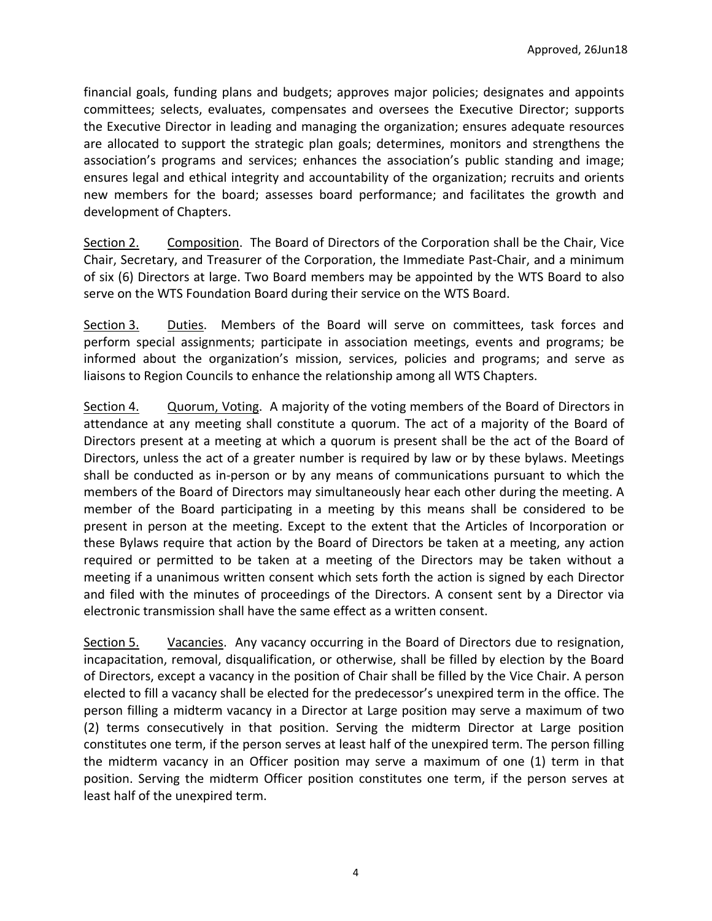financial goals, funding plans and budgets; approves major policies; designates and appoints committees; selects, evaluates, compensates and oversees the Executive Director; supports the Executive Director in leading and managing the organization; ensures adequate resources are allocated to support the strategic plan goals; determines, monitors and strengthens the association's programs and services; enhances the association's public standing and image; ensures legal and ethical integrity and accountability of the organization; recruits and orients new members for the board; assesses board performance; and facilitates the growth and development of Chapters.

Section 2. Composition. The Board of Directors of the Corporation shall be the Chair, Vice Chair, Secretary, and Treasurer of the Corporation, the Immediate Past-Chair, and a minimum of six (6) Directors at large. Two Board members may be appointed by the WTS Board to also serve on the WTS Foundation Board during their service on the WTS Board.

Section 3. Duties. Members of the Board will serve on committees, task forces and perform special assignments; participate in association meetings, events and programs; be informed about the organization's mission, services, policies and programs; and serve as liaisons to Region Councils to enhance the relationship among all WTS Chapters.

Section 4. Quorum, Voting. A majority of the voting members of the Board of Directors in attendance at any meeting shall constitute a quorum. The act of a majority of the Board of Directors present at a meeting at which a quorum is present shall be the act of the Board of Directors, unless the act of a greater number is required by law or by these bylaws. Meetings shall be conducted as in-person or by any means of communications pursuant to which the members of the Board of Directors may simultaneously hear each other during the meeting. A member of the Board participating in a meeting by this means shall be considered to be present in person at the meeting. Except to the extent that the Articles of Incorporation or these Bylaws require that action by the Board of Directors be taken at a meeting, any action required or permitted to be taken at a meeting of the Directors may be taken without a meeting if a unanimous written consent which sets forth the action is signed by each Director and filed with the minutes of proceedings of the Directors. A consent sent by a Director via electronic transmission shall have the same effect as a written consent.

Section 5. Vacancies. Any vacancy occurring in the Board of Directors due to resignation, incapacitation, removal, disqualification, or otherwise, shall be filled by election by the Board of Directors, except a vacancy in the position of Chair shall be filled by the Vice Chair. A person elected to fill a vacancy shall be elected for the predecessor's unexpired term in the office. The person filling a midterm vacancy in a Director at Large position may serve a maximum of two (2) terms consecutively in that position. Serving the midterm Director at Large position constitutes one term, if the person serves at least half of the unexpired term. The person filling the midterm vacancy in an Officer position may serve a maximum of one (1) term in that position. Serving the midterm Officer position constitutes one term, if the person serves at least half of the unexpired term.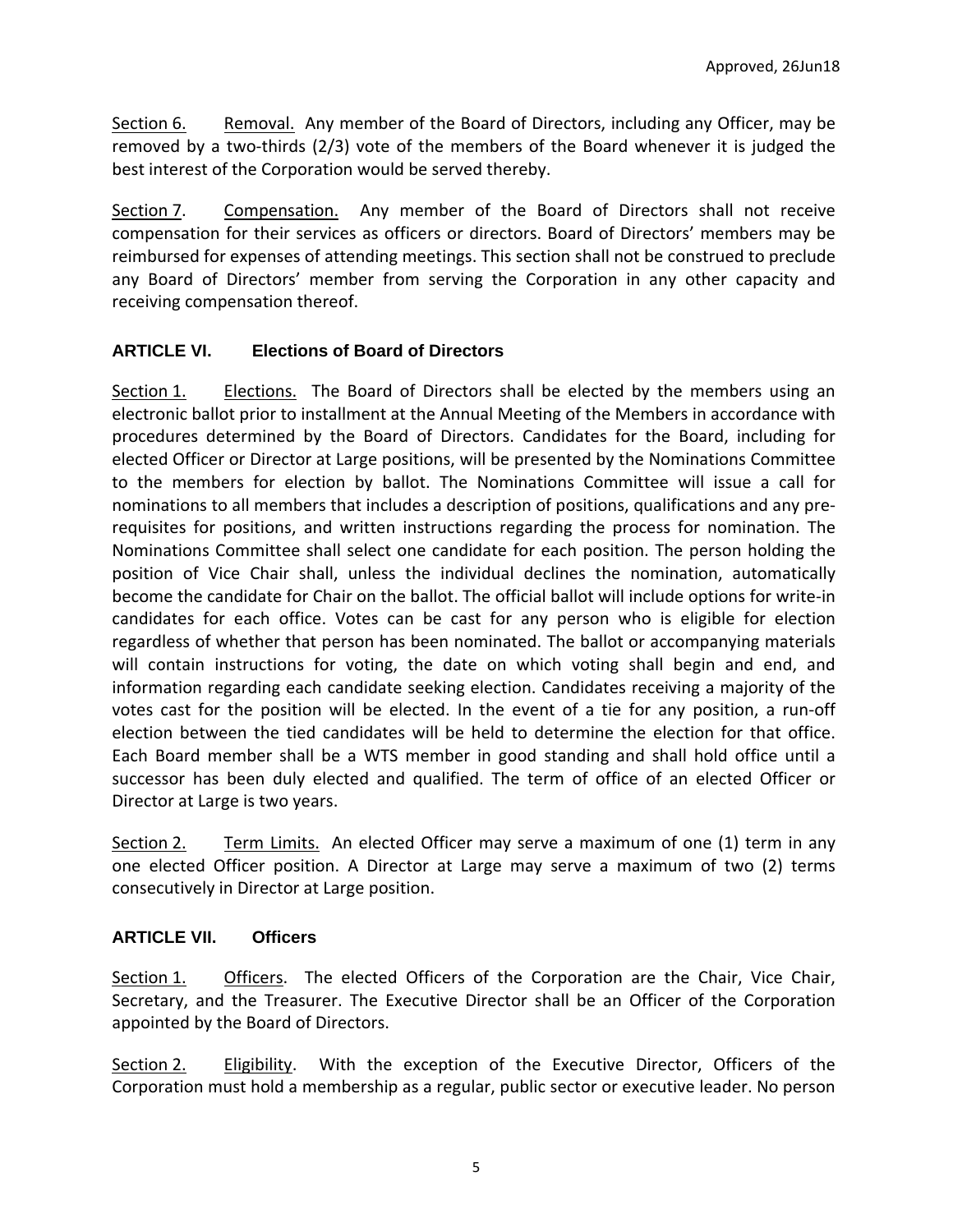Section 6. Removal. Any member of the Board of Directors, including any Officer, may be removed by a two-thirds (2/3) vote of the members of the Board whenever it is judged the best interest of the Corporation would be served thereby.

Section 7. Compensation. Any member of the Board of Directors shall not receive compensation for their services as officers or directors. Board of Directors' members may be reimbursed for expenses of attending meetings. This section shall not be construed to preclude any Board of Directors' member from serving the Corporation in any other capacity and receiving compensation thereof.

## ARTICLE VI. Elections of Board of Directors

Section 1. Elections. The Board of Directors shall be elected by the members using an electronic ballot prior to installment at the Annual Meeting of the Members in accordance with procedures determined by the Board of Directors. Candidates for the Board, including for elected Officer or Director at Large positions, will be presented by the Nominations Committee to the members for election by ballot. The Nominations Committee will issue a call for nominations to all members that includes a description of positions, qualifications and any pre-requisites for positions, and written instructions regarding the process for nomination. The Nominations Committee shall select one candidate for each position. The person holding the position of Vice Chair shall, unless the individual declines the nomination, automatically become the candidate for Chair on the ballot. The official ballot will include options for write-in candidates for each office. Votes can be cast for any person who is eligible for election regardless of whether that person has been nominated. The ballot or accompanying materials will contain instructions for voting, the date on which voting shall begin and end, and information regarding each candidate seeking election. Candidates receiving a majority of the votes cast for the position will be elected. In the event of a tie for any position, a run-off election between the tied candidates will be held to determine the election for that office. Each Board member shall be a WTS member in good standing and shall hold office until a successor has been duly elected and qualified. The term of office of an elected Officer or Director at Large is two years.

Section 2. Term Limits. An elected Officer may serve a maximum of one (1) term in any one elected Officer position. A Director at Large may serve a maximum of two (2) terms consecutively in Director at Large position.

## ARTICLE VII. Officers

Section 1. Officers. The elected Officers of the Corporation are the Chair, Vice Chair, Secretary, and the Treasurer. The Executive Director shall be an Officer of the Corporation appointed by the Board of Directors.

Section 2. Eligibility. With the exception of the Executive Director, Officers of the Corporation must hold a membership as a regular, public sector or executive leader. No person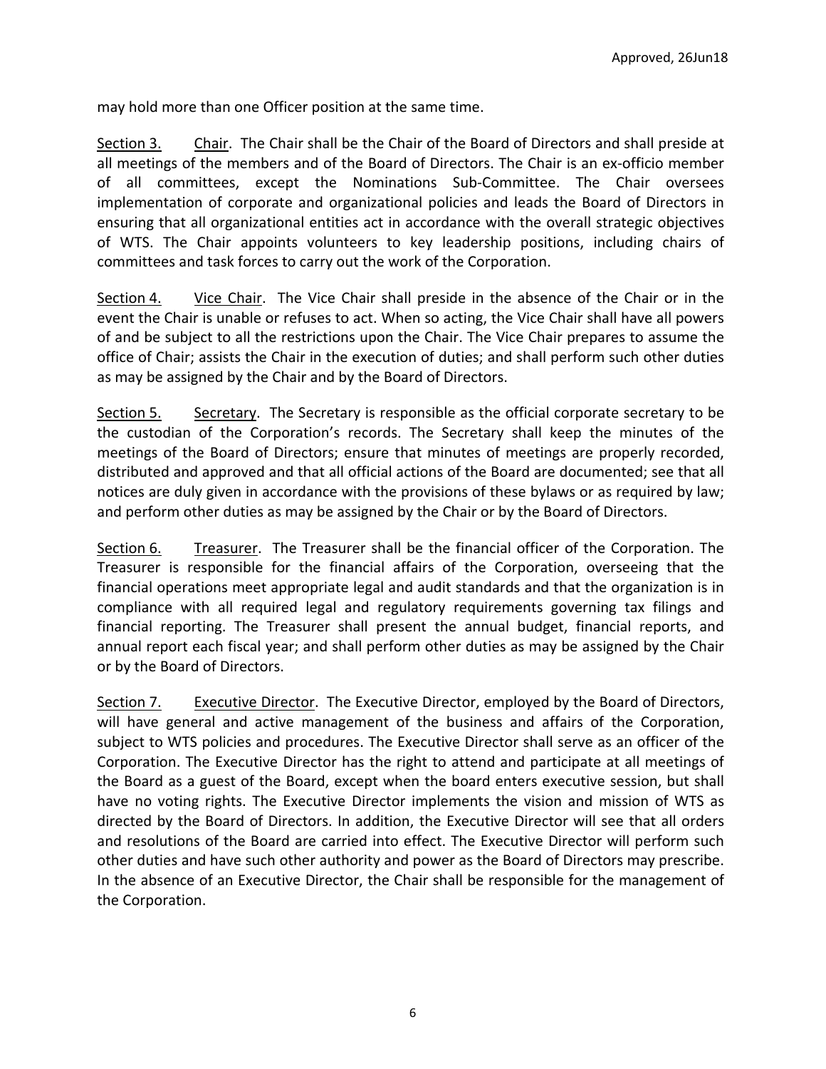may hold more than one Officer position at the same time.

<u>Section 3.</u> <u>Chair</u>. The Chair shall be the Chair of the Board of Directors and shall preside at all meetings of the members and of the Board of Directors. The Chair is an ex-officio member of all committees, except the Nominations Sub-Committee. The Chair oversees implementation of corporate and organizational policies and leads the Board of Directors in ensuring that all organizational entities act in accordance with the overall strategic objectives of WTS. The Chair appoints volunteers to key leadership positions, including chairs of committees and task forces to carry out the work of the Corporation.

<u>Section 4.</u> <u>Vice Chair</u>. The Vice Chair shall preside in the absence of the Chair or in the event the Chair is unable or refuses to act. When so acting, the Vice Chair shall have all powers of and be subject to all the restrictions upon the Chair. The Vice Chair prepares to assume the office of Chair; assists the Chair in the execution of duties; and shall perform such other duties as may be assigned by the Chair and by the Board of Directors.

<u>Section 5.</u> <u>Secretary</u>. The Secretary is responsible as the official corporate secretary to be the custodian of the Corporation's records. The Secretary shall keep the minutes of the meetings of the Board of Directors; ensure that minutes of meetings are properly recorded, distributed and approved and that all official actions of the Board are documented; see that all notices are duly given in accordance with the provisions of these bylaws or as required by law; and perform other duties as may be assigned by the Chair or by the Board of Directors.

<u>Section 6.</u> <u>Treasurer</u>. The Treasurer shall be the financial officer of the Corporation. The Treasurer is responsible for the financial affairs of the Corporation, overseeing that the financial operations meet appropriate legal and audit standards and that the organization is in compliance with all required legal and regulatory requirements governing tax filings and financial reporting. The Treasurer shall present the annual budget, financial reports, and annual report each fiscal year; and shall perform other duties as may be assigned by the Chair or by the Board of Directors.

<u>Section 7.</u> <u>Executive Director</u>. The Executive Director, employed by the Board of Directors, will have general and active management of the business and affairs of the Corporation, subject to WTS policies and procedures. The Executive Director shall serve as an officer of the Corporation. The Executive Director has the right to attend and participate at all meetings of the Board as a guest of the Board, except when the board enters executive session, but shall have no voting rights. The Executive Director implements the vision and mission of WTS as directed by the Board of Directors. In addition, the Executive Director will see that all orders and resolutions of the Board are carried into effect. The Executive Director will perform such other duties and have such other authority and power as the Board of Directors may prescribe. In the absence of an Executive Director, the Chair shall be responsible for the management of the Corporation.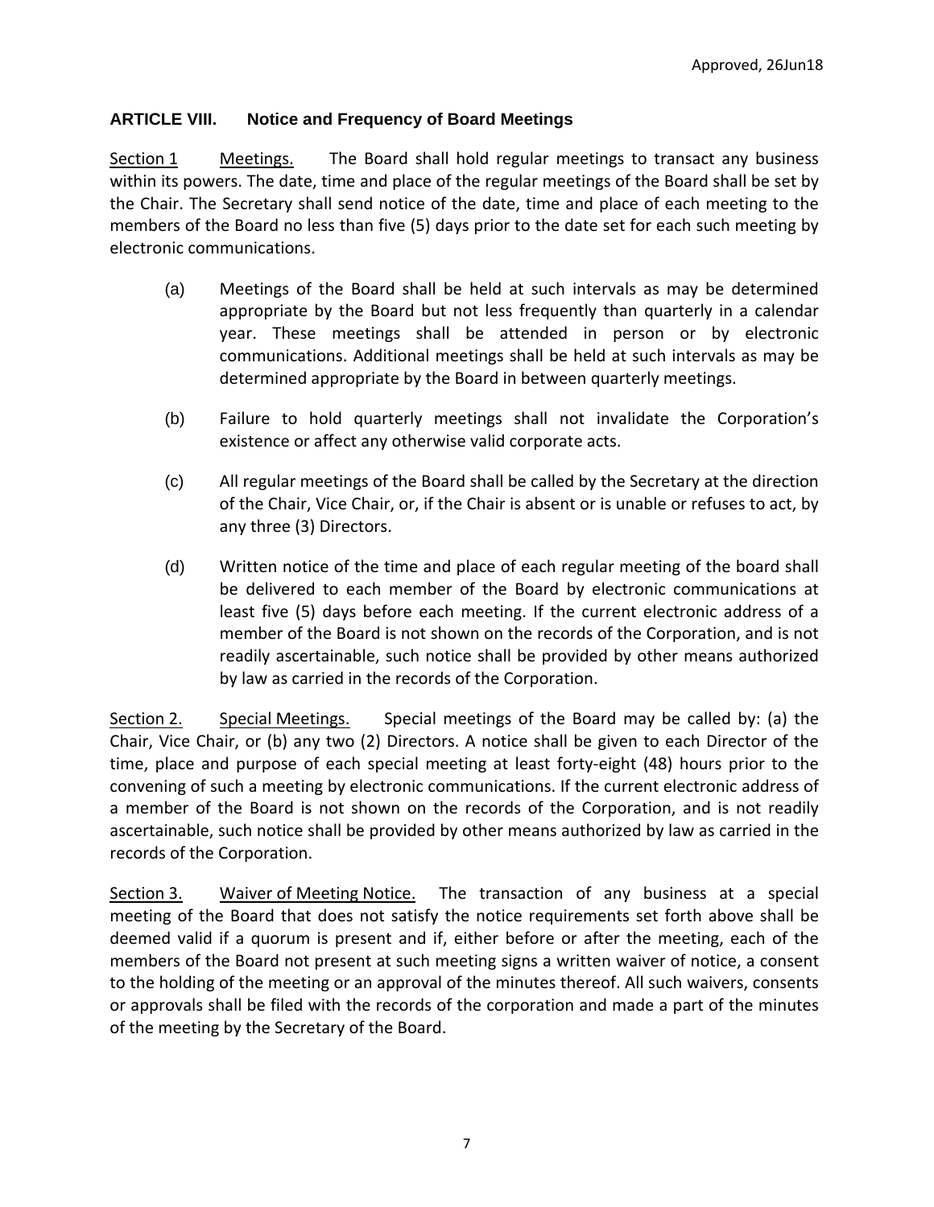## ARTICLE VIII. Notice and Frequency of Board Meetings

<u>Section 1</u> <u>Meetings.</u> The Board shall hold regular meetings to transact any business within its powers. The date, time and place of the regular meetings of the Board shall be set by the Chair. The Secretary shall send notice of the date, time and place of each meeting to the members of the Board no less than five (5) days prior to the date set for each such meeting by electronic communications.

(a) Meetings of the Board shall be held at such intervals as may be determined appropriate by the Board but not less frequently than quarterly in a calendar year. These meetings shall be attended in person or by electronic communications. Additional meetings shall be held at such intervals as may be determined appropriate by the Board in between quarterly meetings.

(b) Failure to hold quarterly meetings shall not invalidate the Corporation's existence or affect any otherwise valid corporate acts.

(c) All regular meetings of the Board shall be called by the Secretary at the direction of the Chair, Vice Chair, or, if the Chair is absent or is unable or refuses to act, by any three (3) Directors.

(d) Written notice of the time and place of each regular meeting of the board shall be delivered to each member of the Board by electronic communications at least five (5) days before each meeting. If the current electronic address of a member of the Board is not shown on the records of the Corporation, and is not readily ascertainable, such notice shall be provided by other means authorized by law as carried in the records of the Corporation.

<u>Section 2.</u> <u>Special Meetings.</u> Special meetings of the Board may be called by: (a) the Chair, Vice Chair, or (b) any two (2) Directors. A notice shall be given to each Director of the time, place and purpose of each special meeting at least forty-eight (48) hours prior to the convening of such a meeting by electronic communications. If the current electronic address of a member of the Board is not shown on the records of the Corporation, and is not readily ascertainable, such notice shall be provided by other means authorized by law as carried in the records of the Corporation.

<u>Section 3.</u> <u>Waiver of Meeting Notice.</u> The transaction of any business at a special meeting of the Board that does not satisfy the notice requirements set forth above shall be deemed valid if a quorum is present and if, either before or after the meeting, each of the members of the Board not present at such meeting signs a written waiver of notice, a consent to the holding of the meeting or an approval of the minutes thereof. All such waivers, consents or approvals shall be filed with the records of the corporation and made a part of the minutes of the meeting by the Secretary of the Board.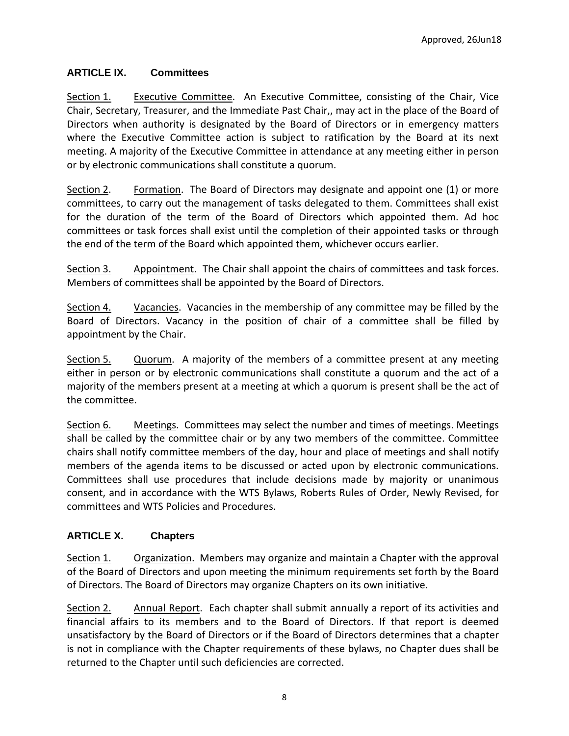## ARTICLE IX. Committees

Section 1. Executive Committee. An Executive Committee, consisting of the Chair, Vice Chair, Secretary, Treasurer, and the Immediate Past Chair,, may act in the place of the Board of Directors when authority is designated by the Board of Directors or in emergency matters where the Executive Committee action is subject to ratification by the Board at its next meeting. A majority of the Executive Committee in attendance at any meeting either in person or by electronic communications shall constitute a quorum.

Section 2. Formation. The Board of Directors may designate and appoint one (1) or more committees, to carry out the management of tasks delegated to them. Committees shall exist for the duration of the term of the Board of Directors which appointed them. Ad hoc committees or task forces shall exist until the completion of their appointed tasks or through the end of the term of the Board which appointed them, whichever occurs earlier.

Section 3. Appointment. The Chair shall appoint the chairs of committees and task forces. Members of committees shall be appointed by the Board of Directors.

Section 4. Vacancies. Vacancies in the membership of any committee may be filled by the Board of Directors. Vacancy in the position of chair of a committee shall be filled by appointment by the Chair.

Section 5. Quorum. A majority of the members of a committee present at any meeting either in person or by electronic communications shall constitute a quorum and the act of a majority of the members present at a meeting at which a quorum is present shall be the act of the committee.

Section 6. Meetings. Committees may select the number and times of meetings. Meetings shall be called by the committee chair or by any two members of the committee. Committee chairs shall notify committee members of the day, hour and place of meetings and shall notify members of the agenda items to be discussed or acted upon by electronic communications. Committees shall use procedures that include decisions made by majority or unanimous consent, and in accordance with the WTS Bylaws, Roberts Rules of Order, Newly Revised, for committees and WTS Policies and Procedures.

## ARTICLE X. Chapters

Section 1. Organization. Members may organize and maintain a Chapter with the approval of the Board of Directors and upon meeting the minimum requirements set forth by the Board of Directors. The Board of Directors may organize Chapters on its own initiative.

Section 2. Annual Report. Each chapter shall submit annually a report of its activities and financial affairs to its members and to the Board of Directors. If that report is deemed unsatisfactory by the Board of Directors or if the Board of Directors determines that a chapter is not in compliance with the Chapter requirements of these bylaws, no Chapter dues shall be returned to the Chapter until such deficiencies are corrected.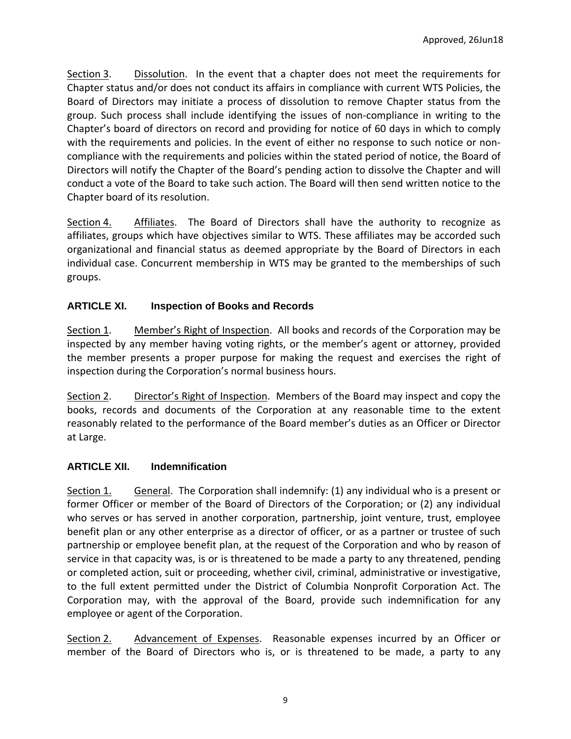Section 3. Dissolution. In the event that a chapter does not meet the requirements for Chapter status and/or does not conduct its affairs in compliance with current WTS Policies, the Board of Directors may initiate a process of dissolution to remove Chapter status from the group. Such process shall include identifying the issues of non-compliance in writing to the Chapter's board of directors on record and providing for notice of 60 days in which to comply with the requirements and policies. In the event of either no response to such notice or non-compliance with the requirements and policies within the stated period of notice, the Board of Directors will notify the Chapter of the Board's pending action to dissolve the Chapter and will conduct a vote of the Board to take such action. The Board will then send written notice to the Chapter board of its resolution.

Section 4. Affiliates. The Board of Directors shall have the authority to recognize as affiliates, groups which have objectives similar to WTS. These affiliates may be accorded such organizational and financial status as deemed appropriate by the Board of Directors in each individual case. Concurrent membership in WTS may be granted to the memberships of such groups.

## ARTICLE XI. Inspection of Books and Records

Section 1. Member's Right of Inspection. All books and records of the Corporation may be inspected by any member having voting rights, or the member's agent or attorney, provided the member presents a proper purpose for making the request and exercises the right of inspection during the Corporation's normal business hours.

Section 2. Director's Right of Inspection. Members of the Board may inspect and copy the books, records and documents of the Corporation at any reasonable time to the extent reasonably related to the performance of the Board member's duties as an Officer or Director at Large.

## ARTICLE XII. Indemnification

Section 1. General. The Corporation shall indemnify: (1) any individual who is a present or former Officer or member of the Board of Directors of the Corporation; or (2) any individual who serves or has served in another corporation, partnership, joint venture, trust, employee benefit plan or any other enterprise as a director of officer, or as a partner or trustee of such partnership or employee benefit plan, at the request of the Corporation and who by reason of service in that capacity was, is or is threatened to be made a party to any threatened, pending or completed action, suit or proceeding, whether civil, criminal, administrative or investigative, to the full extent permitted under the District of Columbia Nonprofit Corporation Act. The Corporation may, with the approval of the Board, provide such indemnification for any employee or agent of the Corporation.

Section 2. Advancement of Expenses. Reasonable expenses incurred by an Officer or member of the Board of Directors who is, or is threatened to be made, a party to any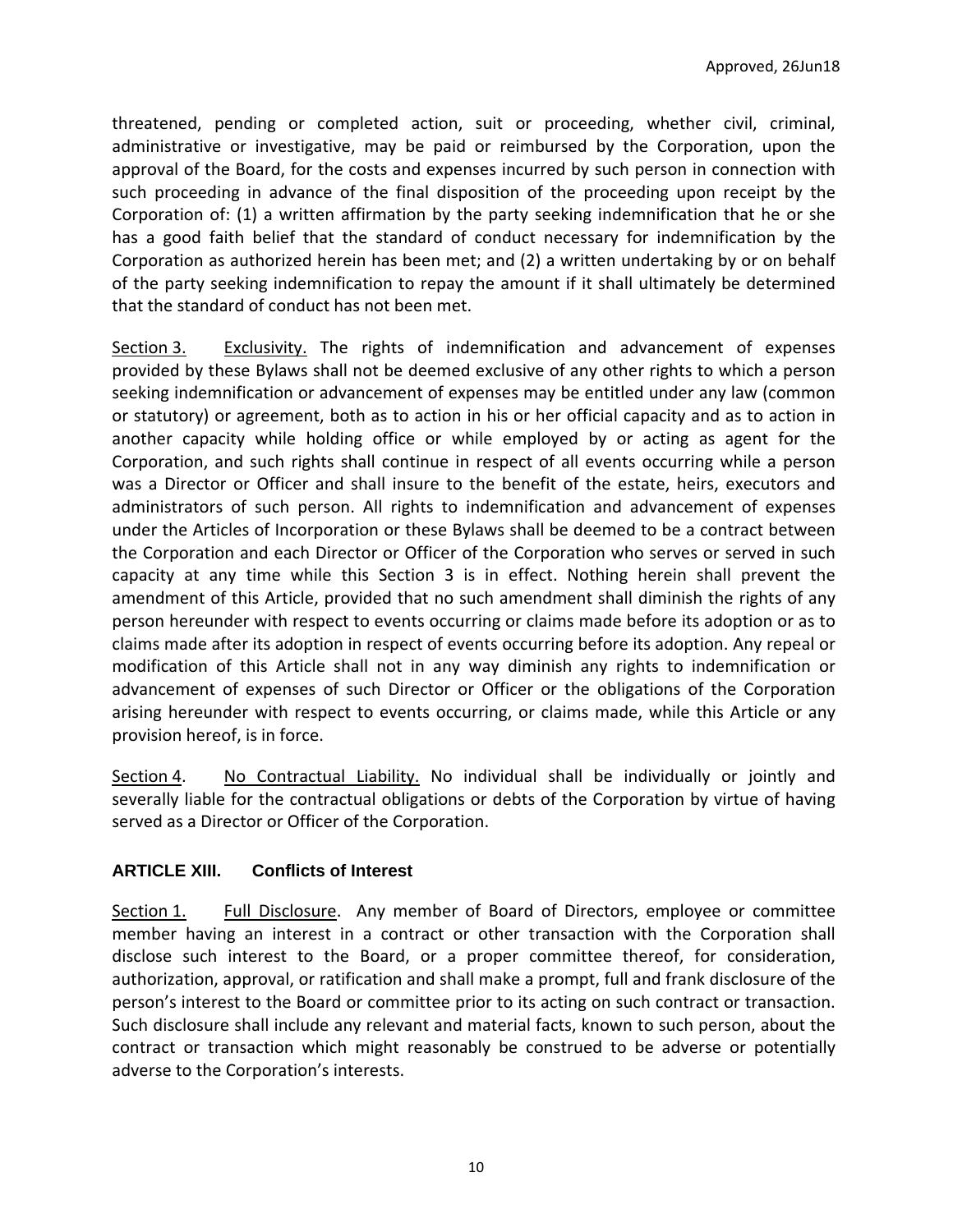threatened, pending or completed action, suit or proceeding, whether civil, criminal, administrative or investigative, may be paid or reimbursed by the Corporation, upon the approval of the Board, for the costs and expenses incurred by such person in connection with such proceeding in advance of the final disposition of the proceeding upon receipt by the Corporation of: (1) a written affirmation by the party seeking indemnification that he or she has a good faith belief that the standard of conduct necessary for indemnification by the Corporation as authorized herein has been met; and (2) a written undertaking by or on behalf of the party seeking indemnification to repay the amount if it shall ultimately be determined that the standard of conduct has not been met.

Section 3. Exclusivity. The rights of indemnification and advancement of expenses provided by these Bylaws shall not be deemed exclusive of any other rights to which a person seeking indemnification or advancement of expenses may be entitled under any law (common or statutory) or agreement, both as to action in his or her official capacity and as to action in another capacity while holding office or while employed by or acting as agent for the Corporation, and such rights shall continue in respect of all events occurring while a person was a Director or Officer and shall insure to the benefit of the estate, heirs, executors and administrators of such person. All rights to indemnification and advancement of expenses under the Articles of Incorporation or these Bylaws shall be deemed to be a contract between the Corporation and each Director or Officer of the Corporation who serves or served in such capacity at any time while this Section 3 is in effect. Nothing herein shall prevent the amendment of this Article, provided that no such amendment shall diminish the rights of any person hereunder with respect to events occurring or claims made before its adoption or as to claims made after its adoption in respect of events occurring before its adoption. Any repeal or modification of this Article shall not in any way diminish any rights to indemnification or advancement of expenses of such Director or Officer or the obligations of the Corporation arising hereunder with respect to events occurring, or claims made, while this Article or any provision hereof, is in force.

Section 4. No Contractual Liability. No individual shall be individually or jointly and severally liable for the contractual obligations or debts of the Corporation by virtue of having served as a Director or Officer of the Corporation.

## ARTICLE XIII. Conflicts of Interest

Section 1. Full Disclosure. Any member of Board of Directors, employee or committee member having an interest in a contract or other transaction with the Corporation shall disclose such interest to the Board, or a proper committee thereof, for consideration, authorization, approval, or ratification and shall make a prompt, full and frank disclosure of the person's interest to the Board or committee prior to its acting on such contract or transaction. Such disclosure shall include any relevant and material facts, known to such person, about the contract or transaction which might reasonably be construed to be adverse or potentially adverse to the Corporation's interests.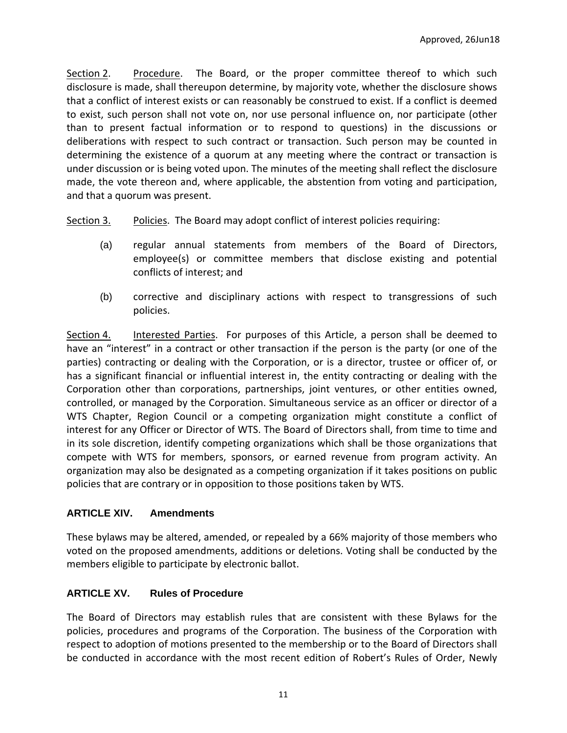Section 2. Procedure. The Board, or the proper committee thereof to which such disclosure is made, shall thereupon determine, by majority vote, whether the disclosure shows that a conflict of interest exists or can reasonably be construed to exist. If a conflict is deemed to exist, such person shall not vote on, nor use personal influence on, nor participate (other than to present factual information or to respond to questions) in the discussions or deliberations with respect to such contract or transaction. Such person may be counted in determining the existence of a quorum at any meeting where the contract or transaction is under discussion or is being voted upon. The minutes of the meeting shall reflect the disclosure made, the vote thereon and, where applicable, the abstention from voting and participation, and that a quorum was present.

Section 3. Policies. The Board may adopt conflict of interest policies requiring:

(a) regular annual statements from members of the Board of Directors, employee(s) or committee members that disclose existing and potential conflicts of interest; and

(b) corrective and disciplinary actions with respect to transgressions of such policies.

Section 4. Interested Parties. For purposes of this Article, a person shall be deemed to have an "interest" in a contract or other transaction if the person is the party (or one of the parties) contracting or dealing with the Corporation, or is a director, trustee or officer of, or has a significant financial or influential interest in, the entity contracting or dealing with the Corporation other than corporations, partnerships, joint ventures, or other entities owned, controlled, or managed by the Corporation. Simultaneous service as an officer or director of a WTS Chapter, Region Council or a competing organization might constitute a conflict of interest for any Officer or Director of WTS. The Board of Directors shall, from time to time and in its sole discretion, identify competing organizations which shall be those organizations that compete with WTS for members, sponsors, or earned revenue from program activity. An organization may also be designated as a competing organization if it takes positions on public policies that are contrary or in opposition to those positions taken by WTS.

## ARTICLE XIV. Amendments

These bylaws may be altered, amended, or repealed by a 66% majority of those members who voted on the proposed amendments, additions or deletions. Voting shall be conducted by the members eligible to participate by electronic ballot.

## ARTICLE XV. Rules of Procedure

The Board of Directors may establish rules that are consistent with these Bylaws for the policies, procedures and programs of the Corporation. The business of the Corporation with respect to adoption of motions presented to the membership or to the Board of Directors shall be conducted in accordance with the most recent edition of Robert's Rules of Order, Newly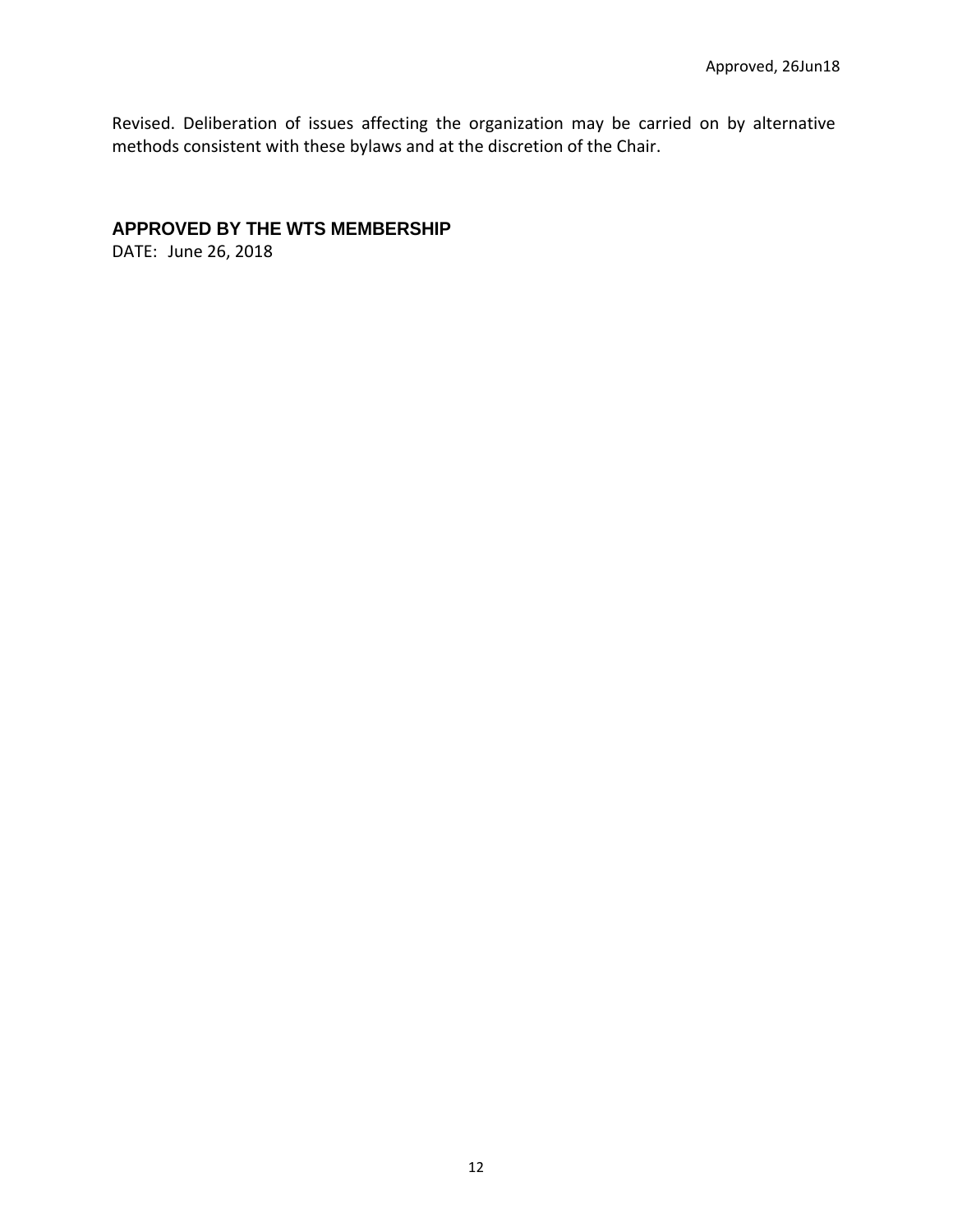Revised. Deliberation of issues affecting the organization may be carried on by alternative methods consistent with these bylaws and at the discretion of the Chair.

**APPROVED BY THE WTS MEMBERSHIP**

DATE: June 26, 2018